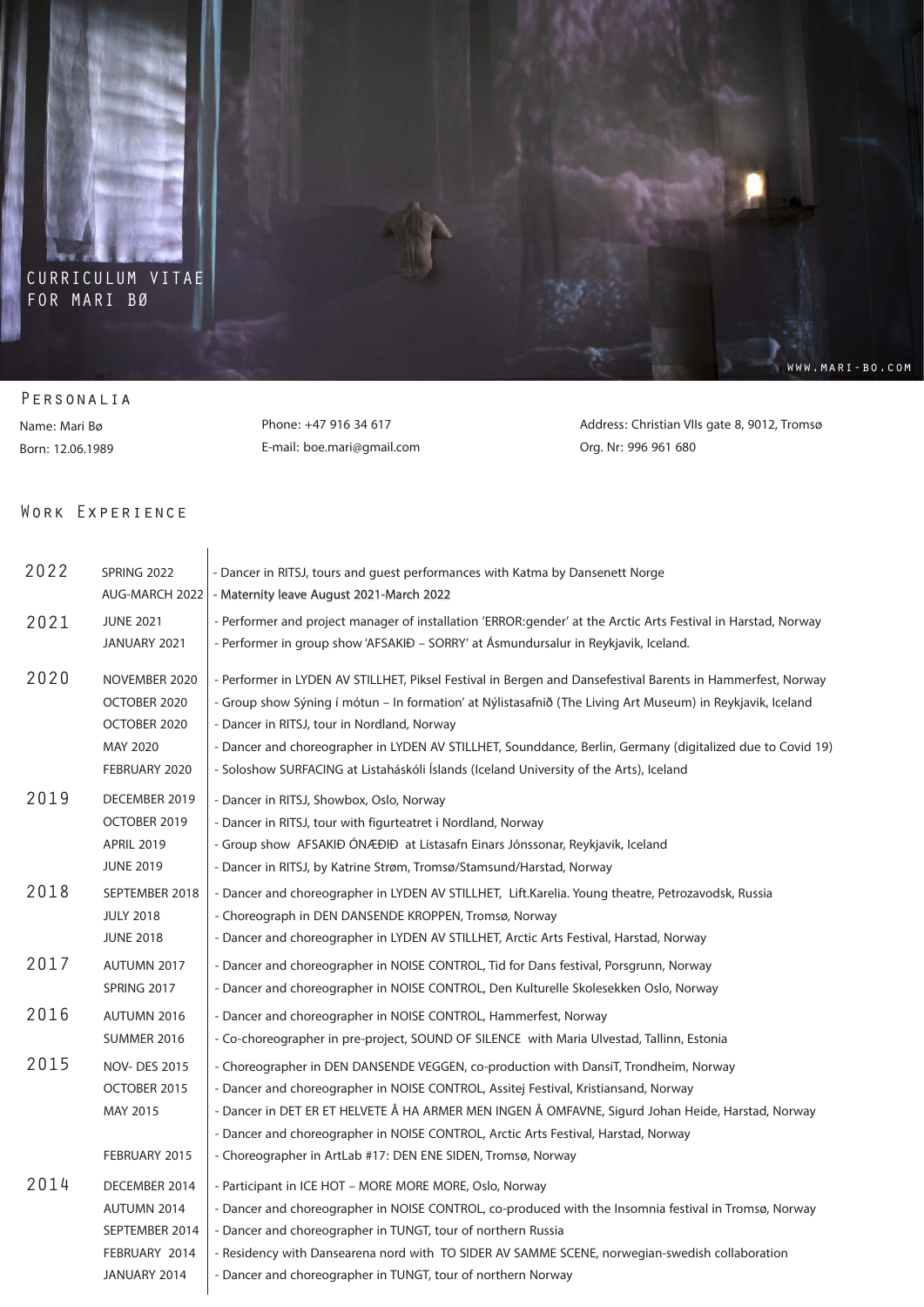# CURRICULUM VITAE FOR MARI BØ

WWW.MARI-BO.COM

## Personalia

Name: Mari Bø
Born: 12.06.1989

Phone: +47 916 34 617
E-mail: boe.mari@gmail.com

Address: Christian VIIs gate 8, 9012, Tromsø
Org. Nr: 996 961 680

## Work Experience

| Year | Date | Description |
|---|---|---|
| 2022 | SPRING 2022 | - Dancer in RITSJ, tours and guest performances with Katma by Dansenett Norge |
| | AUG-MARCH 2022 | - Maternity leave August 2021-March 2022 |
| 2021 | JUNE 2021 | - Performer and project manager of installation 'ERROR:gender' at the Arctic Arts Festival in Harstad, Norway |
| | JANUARY 2021 | - Performer in group show 'AFSAKIÐ – SORRY' at Ásmundursalur in Reykjavik, Iceland. |
| 2020 | NOVEMBER 2020 | - Performer in LYDEN AV STILLHET, Piksel Festival in Bergen and Dansefestival Barents in Hammerfest, Norway |
| | OCTOBER 2020 | - Group show Sýning í mótun – In formation' at Nýlistasafnið (The Living Art Museum) in Reykjavik, Iceland |
| | OCTOBER 2020 | - Dancer in RITSJ, tour in Nordland, Norway |
| | MAY 2020 | - Dancer and choreographer in LYDEN AV STILLHET, Sounddance, Berlin, Germany (digitalized due to Covid 19) |
| | FEBRUARY 2020 | - Soloshow SURFACING at Listaháskóli Íslands (Iceland University of the Arts), Iceland |
| 2019 | DECEMBER 2019 | - Dancer in RITSJ, Showbox, Oslo, Norway |
| | OCTOBER 2019 | - Dancer in RITSJ, tour with figurteatret i Nordland, Norway |
| | APRIL 2019 | - Group show AFSAKIÐ ÓNÆÐIÐ at Listasafn Einars Jónssonar, Reykjavik, Iceland |
| | JUNE 2019 | - Dancer in RITSJ, by Katrine Strøm, Tromsø/Stamsund/Harstad, Norway |
| 2018 | SEPTEMBER 2018 | - Dancer and choreographer in LYDEN AV STILLHET, Lift.Karelia. Young theatre, Petrozavodsk, Russia |
| | JULY 2018 | - Choreograph in DEN DANSENDE KROPPEN, Tromsø, Norway |
| | JUNE 2018 | - Dancer and choreographer in LYDEN AV STILLHET, Arctic Arts Festival, Harstad, Norway |
| 2017 | AUTUMN 2017 | - Dancer and choreographer in NOISE CONTROL, Tid for Dans festival, Porsgrunn, Norway |
| | SPRING 2017 | - Dancer and choreographer in NOISE CONTROL, Den Kulturelle Skolesekken Oslo, Norway |
| 2016 | AUTUMN 2016 | - Dancer and choreographer in NOISE CONTROL, Hammerfest, Norway |
| | SUMMER 2016 | - Co-choreographer in pre-project, SOUND OF SILENCE with Maria Ulvestad, Tallinn, Estonia |
| 2015 | NOV- DES 2015 | - Choreographer in DEN DANSENDE VEGGEN, co-production with DansiT, Trondheim, Norway |
| | OCTOBER 2015 | - Dancer and choreographer in NOISE CONTROL, Assitej Festival, Kristiansand, Norway |
| | MAY 2015 | - Dancer in DET ER ET HELVETE Å HA ARMER MEN INGEN Å OMFAVNE, Sigurd Johan Heide, Harstad, Norway |
| | | - Dancer and choreographer in NOISE CONTROL, Arctic Arts Festival, Harstad, Norway |
| | FEBRUARY 2015 | - Choreographer in ArtLab #17: DEN ENE SIDEN, Tromsø, Norway |
| 2014 | DECEMBER 2014 | - Participant in ICE HOT – MORE MORE MORE, Oslo, Norway |
| | AUTUMN 2014 | - Dancer and choreographer in NOISE CONTROL, co-produced with the Insomnia festival in Tromsø, Norway |
| | SEPTEMBER 2014 | - Dancer and choreographer in TUNGT, tour of northern Russia |
| | FEBRUARY 2014 | - Residency with Dansearena nord with TO SIDER AV SAMME SCENE, norwegian-swedish collaboration |
| | JANUARY 2014 | - Dancer and choreographer in TUNGT, tour of northern Norway |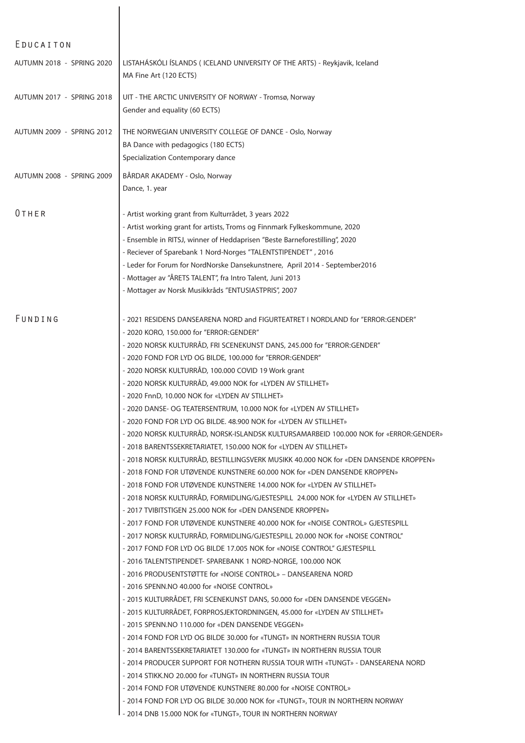## Educaiton

| | |
|---|---|
| AUTUMN 2018 - SPRING 2020 | LISTAHÁSKÓLI ÍSLANDS ( ICELAND UNIVERSITY OF THE ARTS) - Reykjavik, Iceland<br>MA Fine Art (120 ECTS) |
| AUTUMN 2017 - SPRING 2018 | UIT - THE ARCTIC UNIVERSITY OF NORWAY - Tromsø, Norway<br>Gender and equality (60 ECTS) |
| AUTUMN 2009 - SPRING 2012 | THE NORWEGIAN UNIVERSITY COLLEGE OF DANCE - Oslo, Norway<br>BA Dance with pedagogics (180 ECTS)<br>Specialization Contemporary dance |
| AUTUMN 2008 - SPRING 2009 | BÅRDAR AKADEMY - Oslo, Norway<br>Dance, 1. year |

## Other

- Artist working grant from Kulturrådet, 3 years 2022
- Artist working grant for artists, Troms og Finnmark Fylkeskommune, 2020
- Ensemble in RITSJ, winner of Heddaprisen "Beste Barneforestilling", 2020
- Reciever of Sparebank 1 Nord-Norges "TALENTSTIPENDET" , 2016
- Leder for Forum for NordNorske Dansekunstnere, April 2014 - September2016
- Mottager av "ÅRETS TALENT", fra Intro Talent, Juni 2013
- Mottager av Norsk Musikkråds "ENTUSIASTPRIS", 2007

## Funding

- 2021 RESIDENS DANSEARENA NORD and FIGURTEATRET I NORDLAND for "ERROR:GENDER"
- 2020 KORO, 150.000 for "ERROR:GENDER"
- 2020 NORSK KULTURRÅD, FRI SCENEKUNST DANS, 245.000 for "ERROR:GENDER"
- 2020 FOND FOR LYD OG BILDE, 100.000 for "ERROR:GENDER"
- 2020 NORSK KULTURRÅD, 100.000 COVID 19 Work grant
- 2020 NORSK KULTURRÅD, 49.000 NOK for «LYDEN AV STILLHET»
- 2020 FnnD, 10.000 NOK for «LYDEN AV STILLHET»
- 2020 DANSE- OG TEATERSENTRUM, 10.000 NOK for «LYDEN AV STILLHET»
- 2020 FOND FOR LYD OG BILDE. 48.900 NOK for «LYDEN AV STILLHET»
- 2020 NORSK KULTURRÅD, NORSK-ISLANDSK KULTURSAMARBEID 100.000 NOK for «ERROR:GENDER»
- 2018 BARENTSSEKRETARIATET, 150.000 NOK for «LYDEN AV STILLHET»
- 2018 NORSK KULTURRÅD, BESTILLINGSVERK MUSIKK 40.000 NOK for «DEN DANSENDE KROPPEN»
- 2018 FOND FOR UTØVENDE KUNSTNERE 60.000 NOK for «DEN DANSENDE KROPPEN»
- 2018 FOND FOR UTØVENDE KUNSTNERE 14.000 NOK for «LYDEN AV STILLHET»
- 2018 NORSK KULTURRÅD, FORMIDLING/GJESTESPILL 24.000 NOK for «LYDEN AV STILLHET»
- 2017 TVIBITSTIGEN 25.000 NOK for «DEN DANSENDE KROPPEN»
- 2017 FOND FOR UTØVENDE KUNSTNERE 40.000 NOK for «NOISE CONTROL» GJESTESPILL
- 2017 NORSK KULTURRÅD, FORMIDLING/GJESTESPILL 20.000 NOK for «NOISE CONTROL"
- 2017 FOND FOR LYD OG BILDE 17.005 NOK for «NOISE CONTROL" GJESTESPILL
- 2016 TALENTSTIPENDET- SPAREBANK 1 NORD-NORGE, 100.000 NOK
- 2016 PRODUSENTSTØTTE for «NOISE CONTROL» – DANSEARENA NORD
- 2016 SPENN.NO 40.000 for «NOISE CONTROL»
- 2015 KULTURRÅDET, FRI SCENEKUNST DANS, 50.000 for «DEN DANSENDE VEGGEN»
- 2015 KULTURRÅDET, FORPROSJEKTORDNINGEN, 45.000 for «LYDEN AV STILLHET»
- 2015 SPENN.NO 110.000 for «DEN DANSENDE VEGGEN»
- 2014 FOND FOR LYD OG BILDE 30.000 for «TUNGT» IN NORTHERN RUSSIA TOUR
- 2014 BARENTSSEKRETARIATET 130.000 for «TUNGT» IN NORTHERN RUSSIA TOUR
- 2014 PRODUCER SUPPORT FOR NOTHERN RUSSIA TOUR WITH «TUNGT» - DANSEARENA NORD
- 2014 STIKK.NO 20.000 for «TUNGT» IN NORTHERN RUSSIA TOUR
- 2014 FOND FOR UTØVENDE KUNSTNERE 80.000 for «NOISE CONTROL»
- 2014 FOND FOR LYD OG BILDE 30.000 NOK for «TUNGT», TOUR IN NORTHERN NORWAY
- 2014 DNB 15.000 NOK for «TUNGT», TOUR IN NORTHERN NORWAY